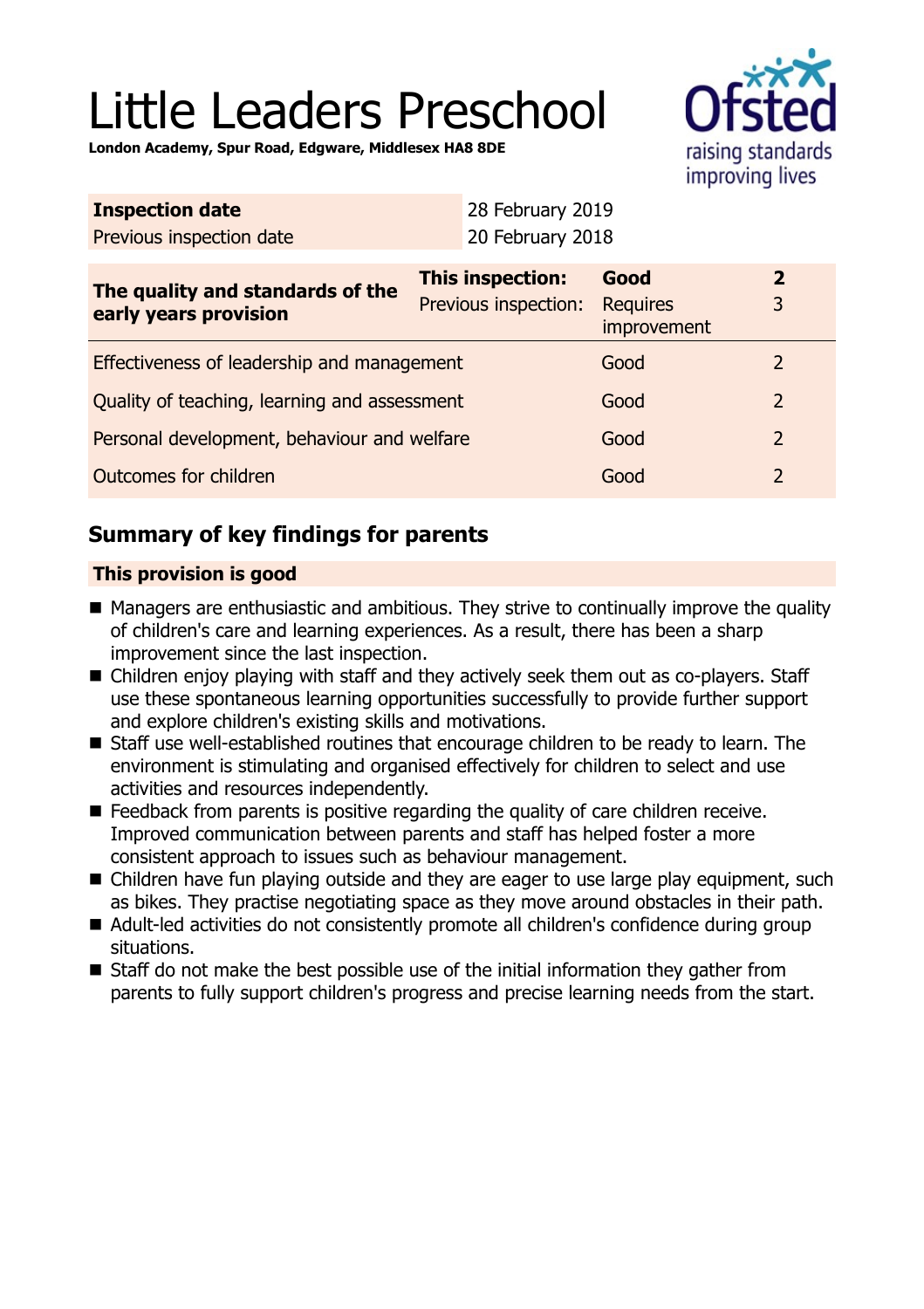# Little Leaders Preschool

**London Academy, Spur Road, Edgware, Middlesex HA8 8DE**

| **Inspection date** | 28 February 2019 |
|---|---|
| Previous inspection date | 20 February 2018 |

| | | | |
|---|---|---|---|
| **The quality and standards of the early years provision** | **This inspection:** | **Good** | **2** |
| | Previous inspection: | Requires improvement | 3 |
| Effectiveness of leadership and management | | Good | 2 |
| Quality of teaching, learning and assessment | | Good | 2 |
| Personal development, behaviour and welfare | | Good | 2 |
| Outcomes for children | | Good | 2 |

## Summary of key findings for parents

**This provision is good**

- Managers are enthusiastic and ambitious. They strive to continually improve the quality of children's care and learning experiences. As a result, there has been a sharp improvement since the last inspection.
- Children enjoy playing with staff and they actively seek them out as co-players. Staff use these spontaneous learning opportunities successfully to provide further support and explore children's existing skills and motivations.
- Staff use well-established routines that encourage children to be ready to learn. The environment is stimulating and organised effectively for children to select and use activities and resources independently.
- Feedback from parents is positive regarding the quality of care children receive. Improved communication between parents and staff has helped foster a more consistent approach to issues such as behaviour management.
- Children have fun playing outside and they are eager to use large play equipment, such as bikes. They practise negotiating space as they move around obstacles in their path.
- Adult-led activities do not consistently promote all children's confidence during group situations.
- Staff do not make the best possible use of the initial information they gather from parents to fully support children's progress and precise learning needs from the start.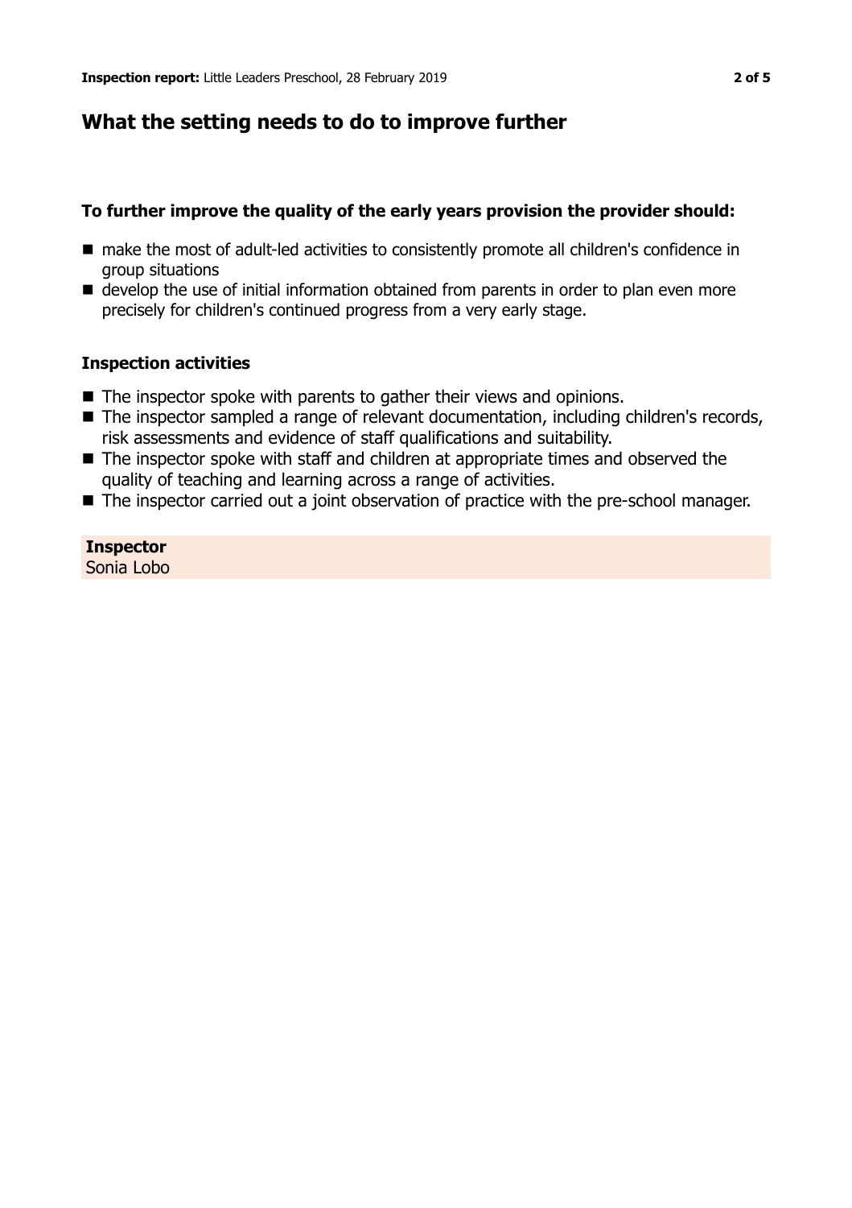## What the setting needs to do to improve further

### To further improve the quality of the early years provision the provider should:

- make the most of adult-led activities to consistently promote all children's confidence in group situations
- develop the use of initial information obtained from parents in order to plan even more precisely for children's continued progress from a very early stage.

### Inspection activities

- The inspector spoke with parents to gather their views and opinions.
- The inspector sampled a range of relevant documentation, including children's records, risk assessments and evidence of staff qualifications and suitability.
- The inspector spoke with staff and children at appropriate times and observed the quality of teaching and learning across a range of activities.
- The inspector carried out a joint observation of practice with the pre-school manager.

**Inspector**
Sonia Lobo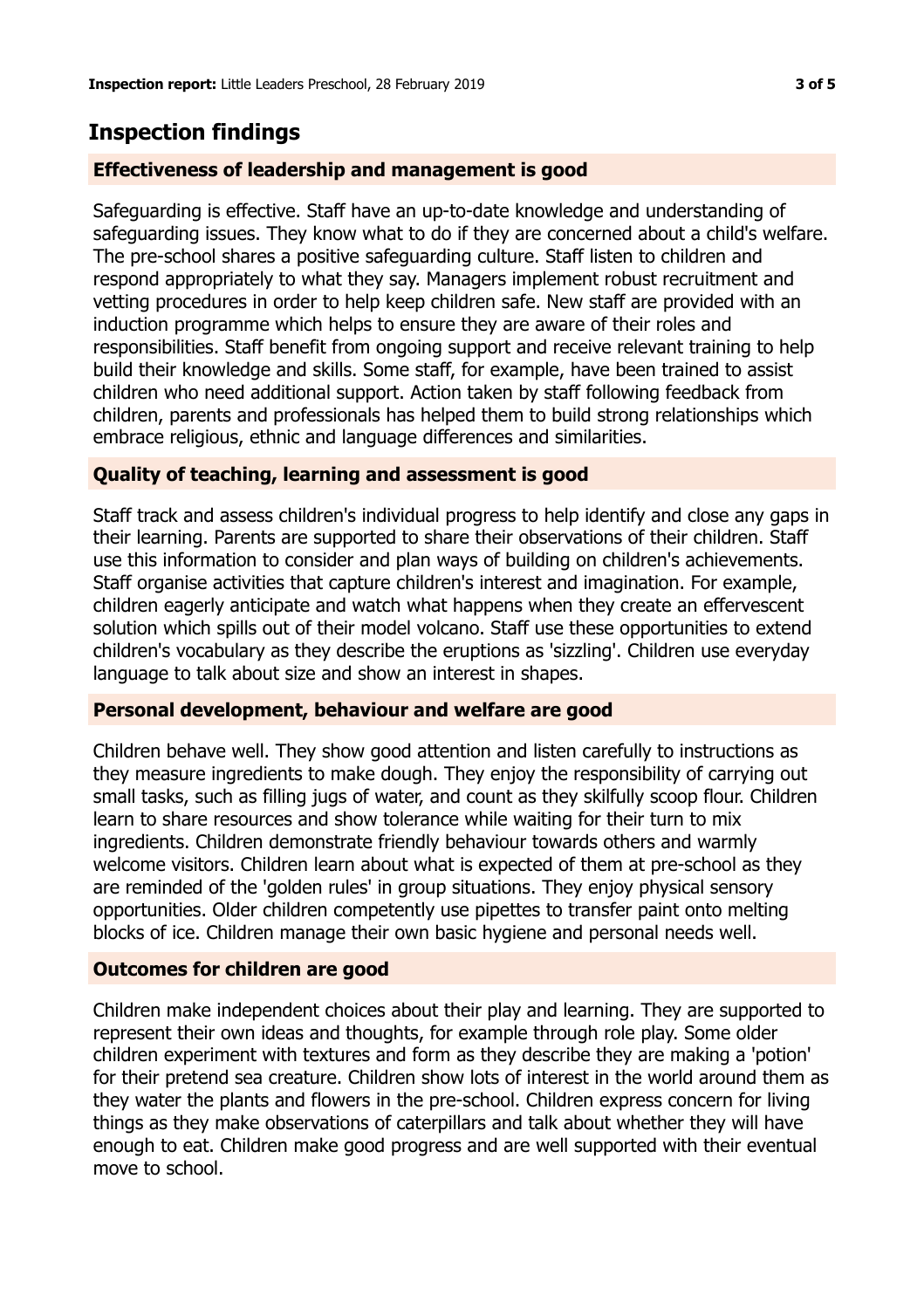## Inspection findings

### Effectiveness of leadership and management is good

Safeguarding is effective. Staff have an up-to-date knowledge and understanding of safeguarding issues. They know what to do if they are concerned about a child's welfare. The pre-school shares a positive safeguarding culture. Staff listen to children and respond appropriately to what they say. Managers implement robust recruitment and vetting procedures in order to help keep children safe. New staff are provided with an induction programme which helps to ensure they are aware of their roles and responsibilities. Staff benefit from ongoing support and receive relevant training to help build their knowledge and skills. Some staff, for example, have been trained to assist children who need additional support. Action taken by staff following feedback from children, parents and professionals has helped them to build strong relationships which embrace religious, ethnic and language differences and similarities.

### Quality of teaching, learning and assessment is good

Staff track and assess children's individual progress to help identify and close any gaps in their learning. Parents are supported to share their observations of their children. Staff use this information to consider and plan ways of building on children's achievements. Staff organise activities that capture children's interest and imagination. For example, children eagerly anticipate and watch what happens when they create an effervescent solution which spills out of their model volcano. Staff use these opportunities to extend children's vocabulary as they describe the eruptions as 'sizzling'. Children use everyday language to talk about size and show an interest in shapes.

### Personal development, behaviour and welfare are good

Children behave well. They show good attention and listen carefully to instructions as they measure ingredients to make dough. They enjoy the responsibility of carrying out small tasks, such as filling jugs of water, and count as they skilfully scoop flour. Children learn to share resources and show tolerance while waiting for their turn to mix ingredients. Children demonstrate friendly behaviour towards others and warmly welcome visitors. Children learn about what is expected of them at pre-school as they are reminded of the 'golden rules' in group situations. They enjoy physical sensory opportunities. Older children competently use pipettes to transfer paint onto melting blocks of ice. Children manage their own basic hygiene and personal needs well.

### Outcomes for children are good

Children make independent choices about their play and learning. They are supported to represent their own ideas and thoughts, for example through role play. Some older children experiment with textures and form as they describe they are making a 'potion' for their pretend sea creature. Children show lots of interest in the world around them as they water the plants and flowers in the pre-school. Children express concern for living things as they make observations of caterpillars and talk about whether they will have enough to eat. Children make good progress and are well supported with their eventual move to school.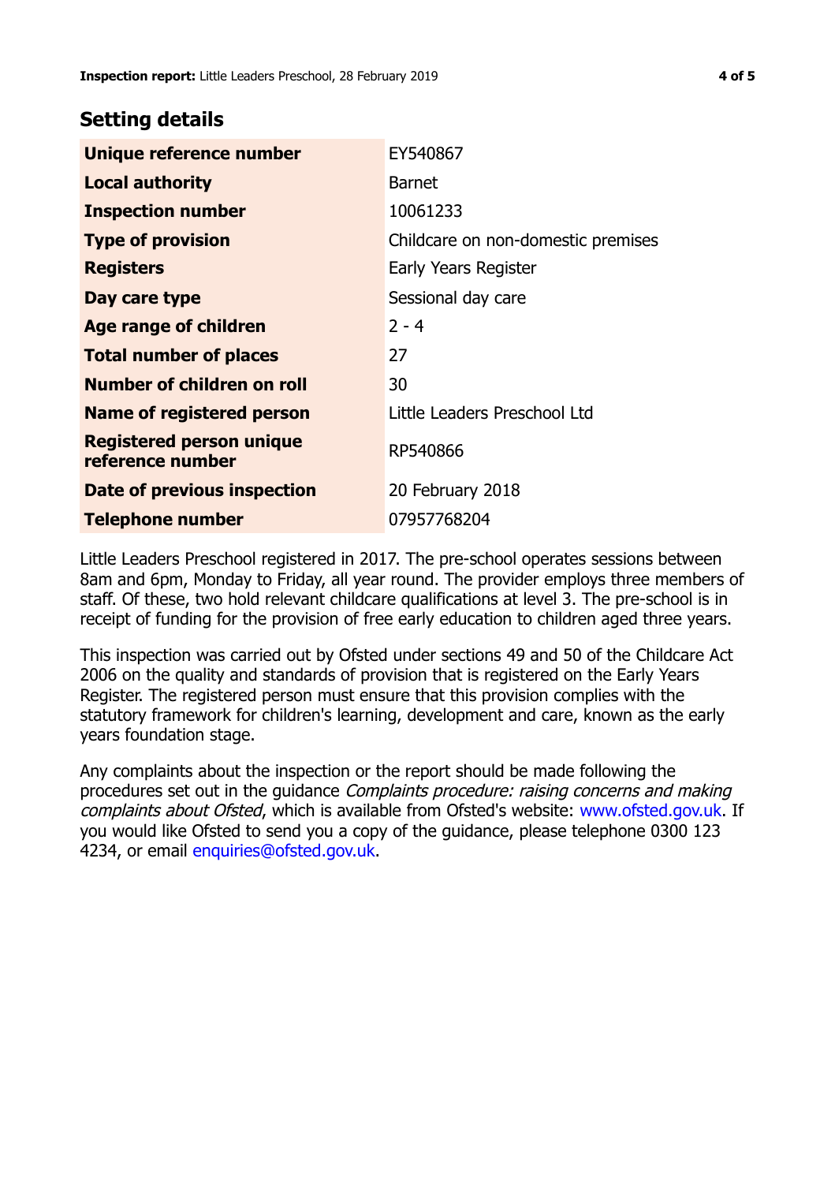## Setting details

| | |
|---|---|
| **Unique reference number** | EY540867 |
| **Local authority** | Barnet |
| **Inspection number** | 10061233 |
| **Type of provision** | Childcare on non-domestic premises |
| **Registers** | Early Years Register |
| **Day care type** | Sessional day care |
| **Age range of children** | 2 - 4 |
| **Total number of places** | 27 |
| **Number of children on roll** | 30 |
| **Name of registered person** | Little Leaders Preschool Ltd |
| **Registered person unique reference number** | RP540866 |
| **Date of previous inspection** | 20 February 2018 |
| **Telephone number** | 07957768204 |

Little Leaders Preschool registered in 2017. The pre-school operates sessions between 8am and 6pm, Monday to Friday, all year round. The provider employs three members of staff. Of these, two hold relevant childcare qualifications at level 3. The pre-school is in receipt of funding for the provision of free early education to children aged three years.

This inspection was carried out by Ofsted under sections 49 and 50 of the Childcare Act 2006 on the quality and standards of provision that is registered on the Early Years Register. The registered person must ensure that this provision complies with the statutory framework for children's learning, development and care, known as the early years foundation stage.

Any complaints about the inspection or the report should be made following the procedures set out in the guidance *Complaints procedure: raising concerns and making complaints about Ofsted*, which is available from Ofsted's website: www.ofsted.gov.uk. If you would like Ofsted to send you a copy of the guidance, please telephone 0300 123 4234, or email enquiries@ofsted.gov.uk.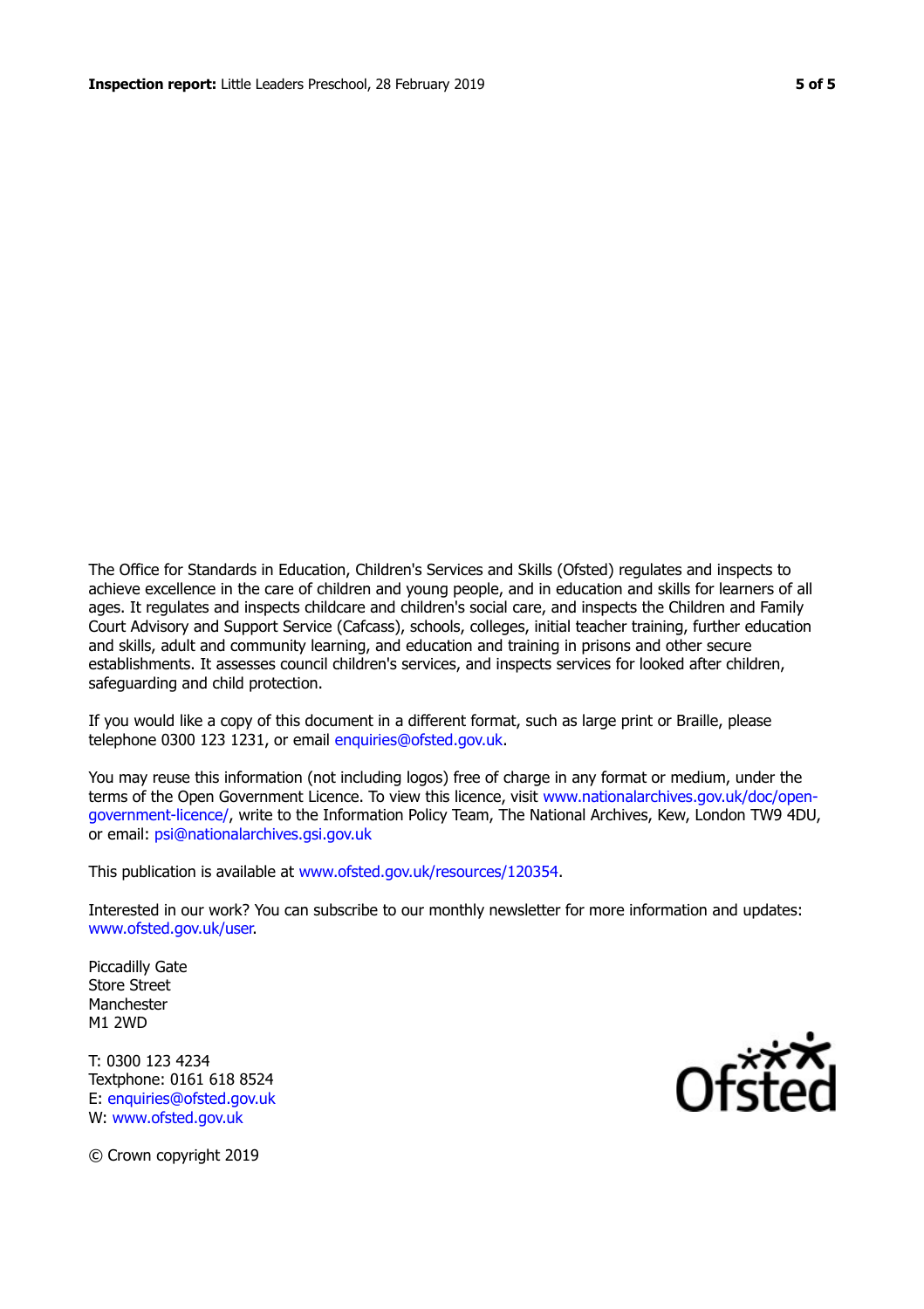The Office for Standards in Education, Children's Services and Skills (Ofsted) regulates and inspects to achieve excellence in the care of children and young people, and in education and skills for learners of all ages. It regulates and inspects childcare and children's social care, and inspects the Children and Family Court Advisory and Support Service (Cafcass), schools, colleges, initial teacher training, further education and skills, adult and community learning, and education and training in prisons and other secure establishments. It assesses council children's services, and inspects services for looked after children, safeguarding and child protection.

If you would like a copy of this document in a different format, such as large print or Braille, please telephone 0300 123 1231, or email enquiries@ofsted.gov.uk.

You may reuse this information (not including logos) free of charge in any format or medium, under the terms of the Open Government Licence. To view this licence, visit www.nationalarchives.gov.uk/doc/open-government-licence/, write to the Information Policy Team, The National Archives, Kew, London TW9 4DU, or email: psi@nationalarchives.gsi.gov.uk

This publication is available at www.ofsted.gov.uk/resources/120354.

Interested in our work? You can subscribe to our monthly newsletter for more information and updates: www.ofsted.gov.uk/user.

Piccadilly Gate
Store Street
Manchester
M1 2WD

T: 0300 123 4234
Textphone: 0161 618 8524
E: enquiries@ofsted.gov.uk
W: www.ofsted.gov.uk

© Crown copyright 2019